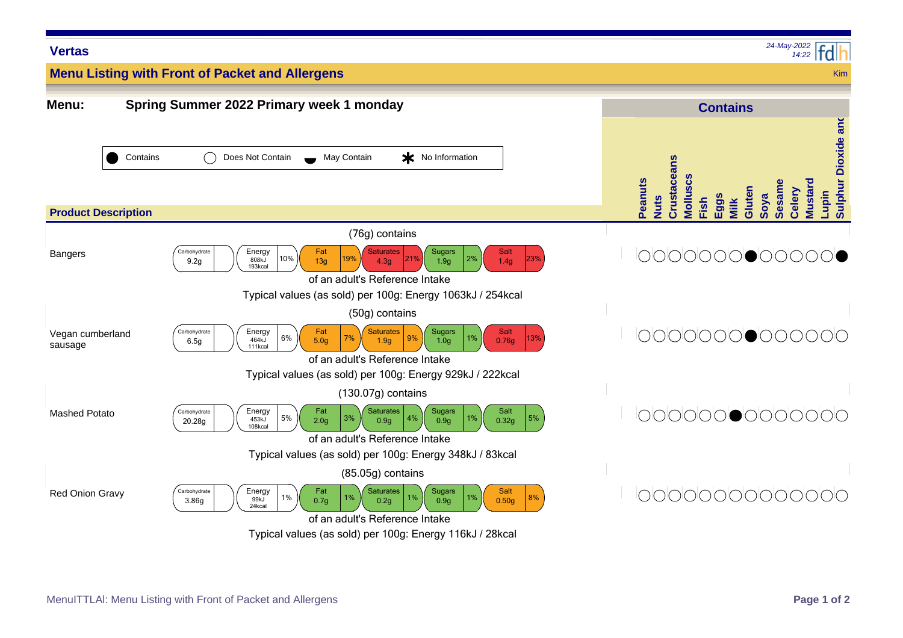**Vertas**

24-May-2022 14:22

## Menu Listing with Front of Packet and Allergens

Kim

**Menu:** **Spring Summer 2022 Primary week 1 monday**

Key: ● Contains | ○ Does Not Contain | ◒ May Contain | ✱ No Information

| Product Description | Portion | Carbohydrate | Energy | Fat | Saturates | Sugars | Salt | Typical values (as sold) per 100g | Peanuts | Nuts | Crustaceans | Molluscs | Fish | Eggs | Milk | Gluten | Soya | Sesame | Celery | Mustard | Lupin | Sulphur Dioxide and |
|---|---|---|---|---|---|---|---|---|---|---|---|---|---|---|---|---|---|---|---|---|---|---|
| Bangers | (76g) contains | 9.2g | 808kJ 193kcal 10% | 13g 19% | 4.3g 21% | 1.9g 2% | 1.4g 23% | Energy 1063kJ / 254kcal | ○ | ○ | ○ | ○ | ○ | ○ | ○ | ● | ○ | ○ | ○ | ○ | ○ | ● |
| Vegan cumberland sausage | (50g) contains | 6.5g | 464kJ 111kcal 6% | 5.0g 7% | 1.9g 9% | 1.0g 1% | 0.76g 13% | Energy 929kJ / 222kcal | ○ | ○ | ○ | ○ | ○ | ○ | ○ | ● | ○ | ○ | ○ | ○ | ○ | ○ |
| Mashed Potato | (130.07g) contains | 20.28g | 453kJ 108kcal 5% | 2.0g 3% | 0.9g 4% | 0.9g 1% | 0.32g 5% | Energy 348kJ / 83kcal | ○ | ○ | ○ | ○ | ○ | ○ | ● | ○ | ○ | ○ | ○ | ○ | ○ | ○ |
| Red Onion Gravy | (85.05g) contains | 3.86g | 99kJ 24kcal 1% | 0.7g 1% | 0.2g 1% | 0.9g 1% | 0.50g 8% | Energy 116kJ / 28kcal | ○ | ○ | ○ | ○ | ○ | ○ | ○ | ○ | ○ | ○ | ○ | ○ | ○ | ○ |

Percentages are of an adult's Reference Intake.

MenuITTLAI: Menu Listing with Front of Packet and Allergens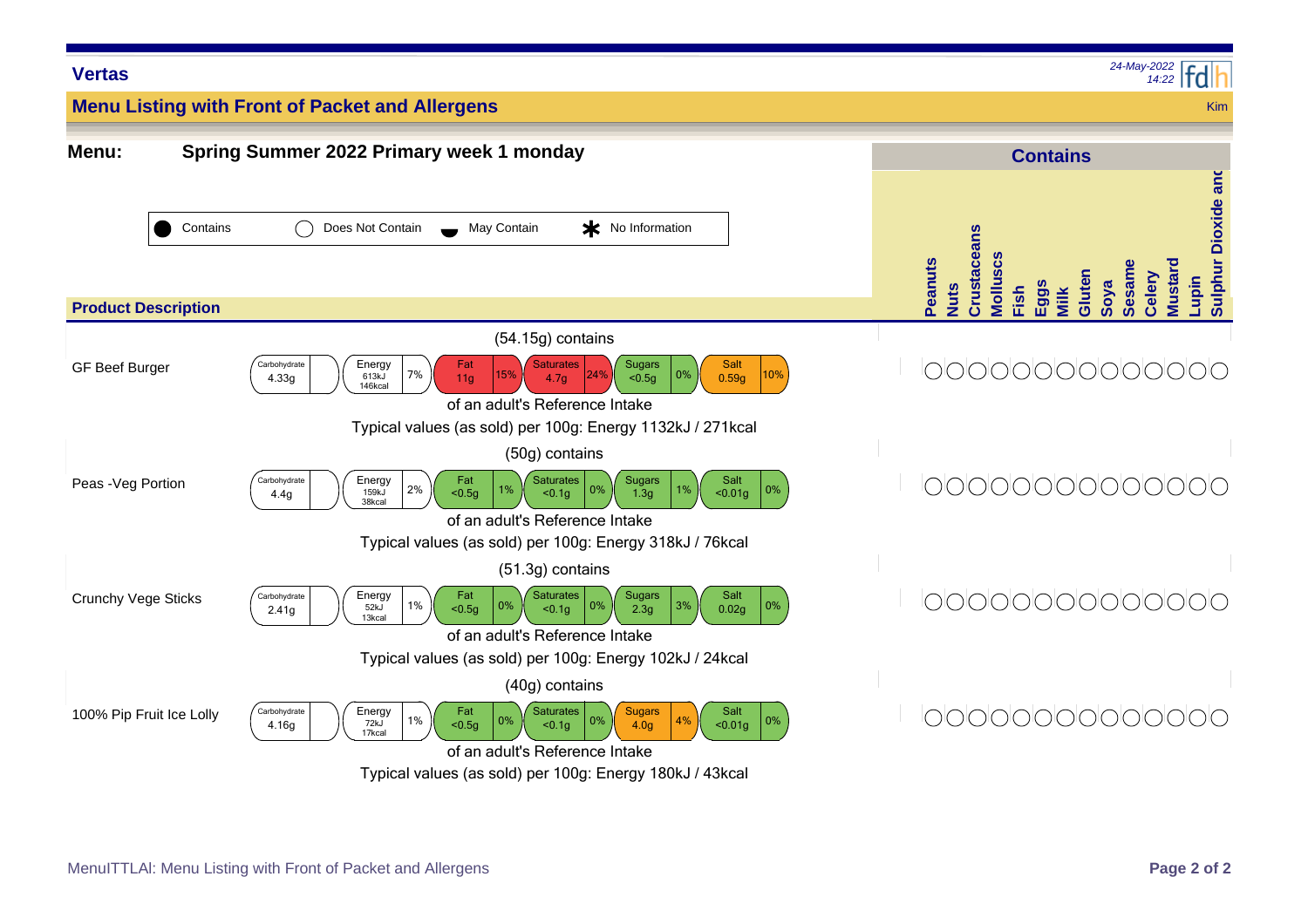## Vertas

*24-May-2022 14:22*

## Menu Listing with Front of Packet and Allergens

Kim

**Menu:** **Spring Summer 2022 Primary week 1 monday**

Legend: ● Contains | ○ Does Not Contain | ◒ May Contain | ✱ No Information

| Product Description | Portion | Carbohydrate | Energy | Energy % RI | Fat | Fat % RI | Saturates | Saturates % RI | Sugars | Sugars % RI | Salt | Salt % RI | Typical values (as sold) per 100g | Peanuts | Nuts | Crustaceans | Molluscs | Fish | Eggs | Milk | Gluten | Soya | Sesame | Celery | Mustard | Lupin | Sulphur Dioxide and |
|---|---|---|---|---|---|---|---|---|---|---|---|---|---|---|---|---|---|---|---|---|---|---|---|---|---|---|---|
| GF Beef Burger | (54.15g) contains | 4.33g | 613kJ 146kcal | 7% | 11g | 15% | 4.7g | 24% | <0.5g | 0% | 0.59g | 10% | Energy 1132kJ / 271kcal | ○ | ○ | ○ | ○ | ○ | ○ | ○ | ○ | ○ | ○ | ○ | ○ | ○ | ○ |
| Peas -Veg Portion | (50g) contains | 4.4g | 159kJ 38kcal | 2% | <0.5g | 1% | <0.1g | 0% | 1.3g | 1% | <0.01g | 0% | Energy 318kJ / 76kcal | ○ | ○ | ○ | ○ | ○ | ○ | ○ | ○ | ○ | ○ | ○ | ○ | ○ | ○ |
| Crunchy Vege Sticks | (51.3g) contains | 2.41g | 52kJ 13kcal | 1% | <0.5g | 0% | <0.1g | 0% | 2.3g | 3% | 0.02g | 0% | Energy 102kJ / 24kcal | ○ | ○ | ○ | ○ | ○ | ○ | ○ | ○ | ○ | ○ | ○ | ○ | ○ | ○ |
| 100% Pip Fruit Ice Lolly | (40g) contains | 4.16g | 72kJ 17kcal | 1% | <0.5g | 0% | <0.1g | 0% | 4.0g | 4% | <0.01g | 0% | Energy 180kJ / 43kcal | ○ | ○ | ○ | ○ | ○ | ○ | ○ | ○ | ○ | ○ | ○ | ○ | ○ | ○ |

Percentages are of an adult's Reference Intake.

MenuITTLAI: Menu Listing with Front of Packet and Allergens